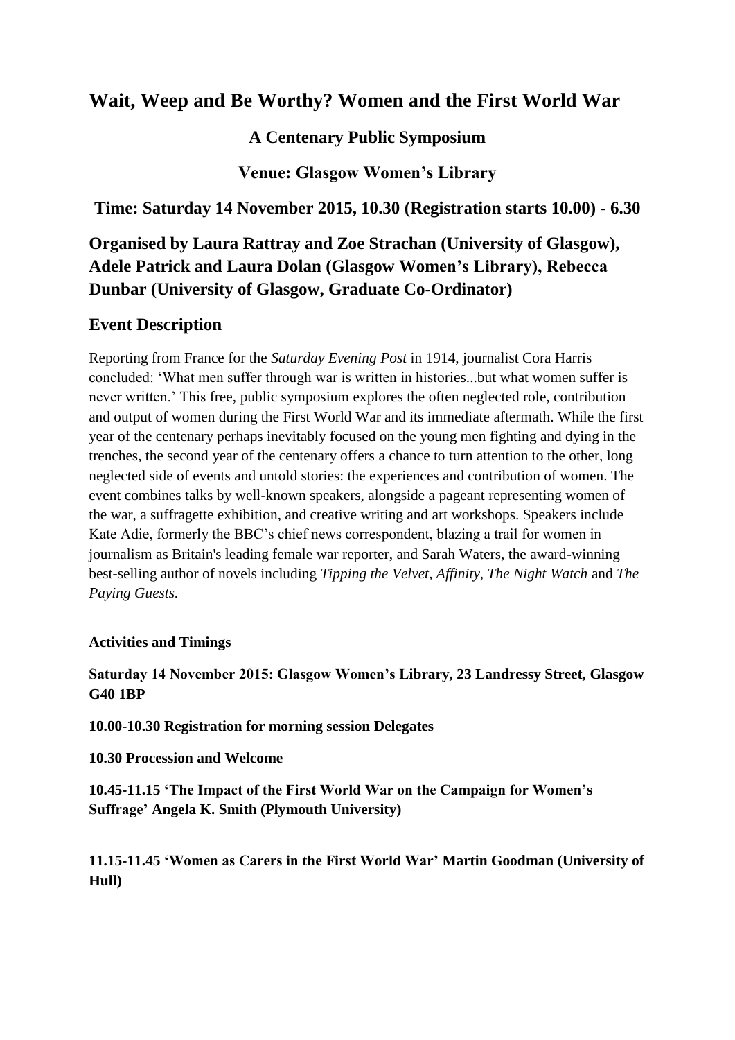# Wait, Weep and Be Worthy? Women and the First World War

### A Centenary Public Symposium

### Venue: Glasgow Women's Library

### Time: Saturday 14 November 2015, 10.30 (Registration starts 10.00) - 6.30

## Organised by Laura Rattray and Zoe Strachan (University of Glasgow), Adele Patrick and Laura Dolan (Glasgow Women's Library), Rebecca Dunbar (University of Glasgow, Graduate Co-Ordinator)

## Event Description

Reporting from France for the *Saturday Evening Post* in 1914, journalist Cora Harris concluded: 'What men suffer through war is written in histories...but what women suffer is never written.' This free, public symposium explores the often neglected role, contribution and output of women during the First World War and its immediate aftermath. While the first year of the centenary perhaps inevitably focused on the young men fighting and dying in the trenches, the second year of the centenary offers a chance to turn attention to the other, long neglected side of events and untold stories: the experiences and contribution of women. The event combines talks by well-known speakers, alongside a pageant representing women of the war, a suffragette exhibition, and creative writing and art workshops. Speakers include Kate Adie, formerly the BBC's chief news correspondent, blazing a trail for women in journalism as Britain's leading female war reporter, and Sarah Waters, the award-winning best-selling author of novels including *Tipping the Velvet*, *Affinity*, *The Night Watch* and *The Paying Guests*.

**Activities and Timings**

**Saturday 14 November 2015: Glasgow Women's Library, 23 Landressy Street, Glasgow G40 1BP**

**10.00-10.30 Registration for morning session Delegates**

**10.30 Procession and Welcome**

**10.45-11.15 'The Impact of the First World War on the Campaign for Women's Suffrage' Angela K. Smith (Plymouth University)**

**11.15-11.45 'Women as Carers in the First World War' Martin Goodman (University of Hull)**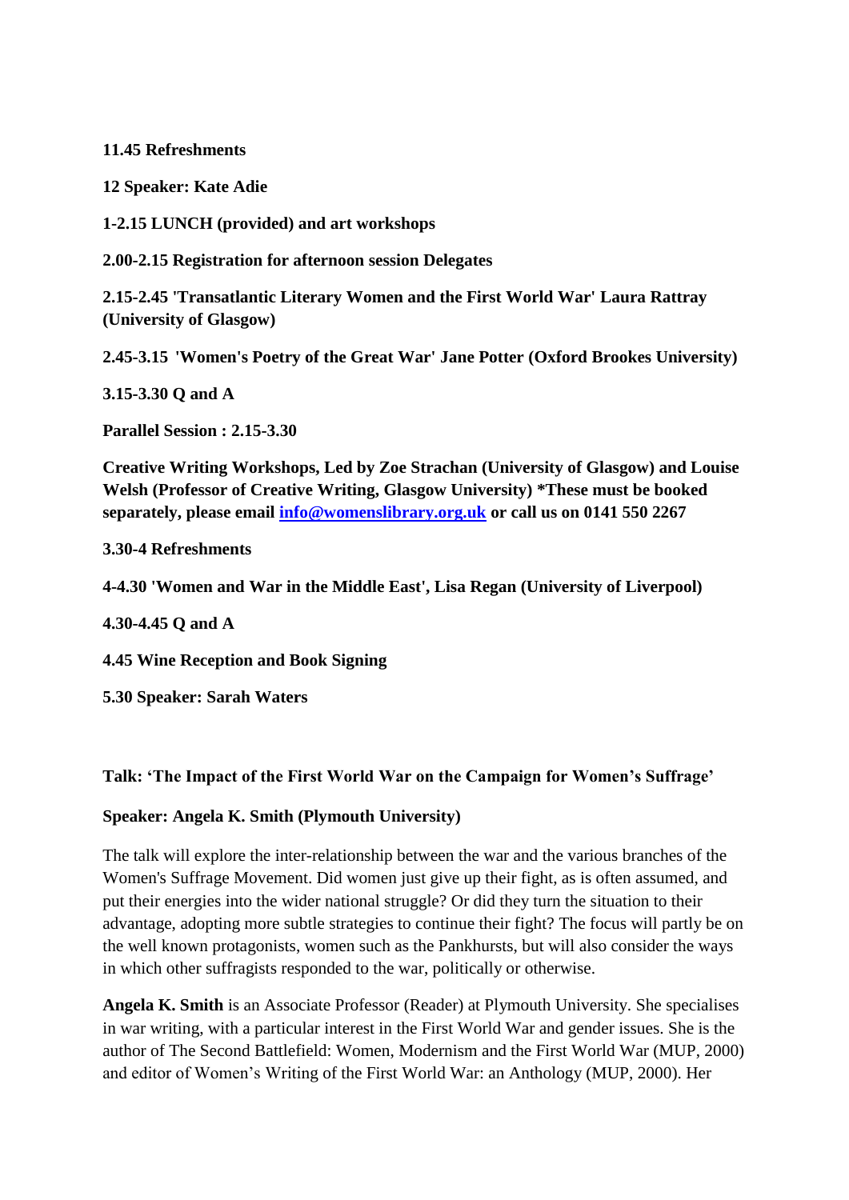**11.45 Refreshments**

**12 Speaker: Kate Adie**

**1-2.15 LUNCH (provided) and art workshops**

**2.00-2.15 Registration for afternoon session Delegates**

**2.15-2.45 'Transatlantic Literary Women and the First World War' Laura Rattray (University of Glasgow)**

**2.45-3.15 'Women's Poetry of the Great War' Jane Potter (Oxford Brookes University)**

**3.15-3.30 Q and A**

**Parallel Session : 2.15-3.30**

**Creative Writing Workshops, Led by Zoe Strachan (University of Glasgow) and Louise Welsh (Professor of Creative Writing, Glasgow University) *These must be booked separately, please email [info@womenslibrary.org.uk](mailto:info@womenslibrary.org.uk) or call us on 0141 550 2267**

**3.30-4 Refreshments**

**4-4.30 'Women and War in the Middle East', Lisa Regan (University of Liverpool)**

**4.30-4.45 Q and A**

**4.45 Wine Reception and Book Signing**

**5.30 Speaker: Sarah Waters**

**Talk: 'The Impact of the First World War on the Campaign for Women's Suffrage'**

**Speaker: Angela K. Smith (Plymouth University)**

The talk will explore the inter-relationship between the war and the various branches of the Women's Suffrage Movement. Did women just give up their fight, as is often assumed, and put their energies into the wider national struggle? Or did they turn the situation to their advantage, adopting more subtle strategies to continue their fight? The focus will partly be on the well known protagonists, women such as the Pankhursts, but will also consider the ways in which other suffragists responded to the war, politically or otherwise.

**Angela K. Smith** is an Associate Professor (Reader) at Plymouth University. She specialises in war writing, with a particular interest in the First World War and gender issues. She is the author of The Second Battlefield: Women, Modernism and the First World War (MUP, 2000) and editor of Women's Writing of the First World War: an Anthology (MUP, 2000). Her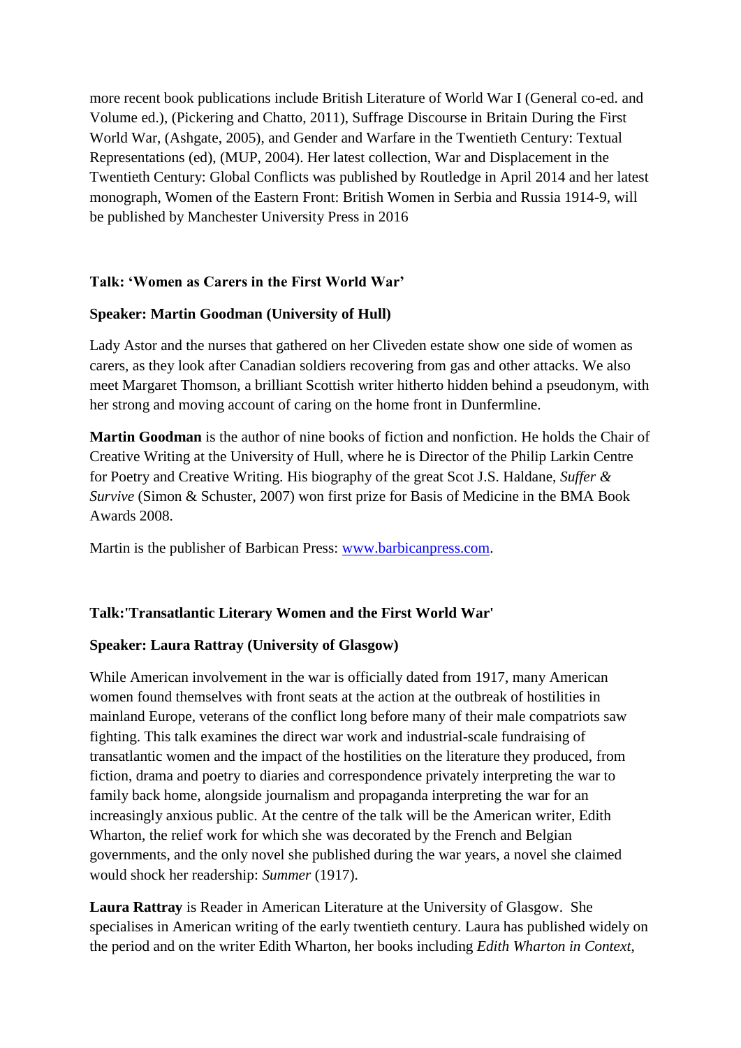more recent book publications include British Literature of World War I (General co-ed. and Volume ed.), (Pickering and Chatto, 2011), Suffrage Discourse in Britain During the First World War, (Ashgate, 2005), and Gender and Warfare in the Twentieth Century: Textual Representations (ed), (MUP, 2004). Her latest collection, War and Displacement in the Twentieth Century: Global Conflicts was published by Routledge in April 2014 and her latest monograph, Women of the Eastern Front: British Women in Serbia and Russia 1914-9, will be published by Manchester University Press in 2016

**Talk: 'Women as Carers in the First World War'**

**Speaker: Martin Goodman (University of Hull)**

Lady Astor and the nurses that gathered on her Cliveden estate show one side of women as carers, as they look after Canadian soldiers recovering from gas and other attacks. We also meet Margaret Thomson, a brilliant Scottish writer hitherto hidden behind a pseudonym, with her strong and moving account of caring on the home front in Dunfermline.

**Martin Goodman** is the author of nine books of fiction and nonfiction. He holds the Chair of Creative Writing at the University of Hull, where he is Director of the Philip Larkin Centre for Poetry and Creative Writing. His biography of the great Scot J.S. Haldane, *Suffer & Survive* (Simon & Schuster, 2007) won first prize for Basis of Medicine in the BMA Book Awards 2008.

Martin is the publisher of Barbican Press: [www.barbicanpress.com](www.barbicanpress.com).

**Talk:'Transatlantic Literary Women and the First World War'**

**Speaker: Laura Rattray (University of Glasgow)**

While American involvement in the war is officially dated from 1917, many American women found themselves with front seats at the action at the outbreak of hostilities in mainland Europe, veterans of the conflict long before many of their male compatriots saw fighting. This talk examines the direct war work and industrial-scale fundraising of transatlantic women and the impact of the hostilities on the literature they produced, from fiction, drama and poetry to diaries and correspondence privately interpreting the war to family back home, alongside journalism and propaganda interpreting the war for an increasingly anxious public. At the centre of the talk will be the American writer, Edith Wharton, the relief work for which she was decorated by the French and Belgian governments, and the only novel she published during the war years, a novel she claimed would shock her readership: *Summer* (1917).

**Laura Rattray** is Reader in American Literature at the University of Glasgow. She specialises in American writing of the early twentieth century. Laura has published widely on the period and on the writer Edith Wharton, her books including *Edith Wharton in Context*,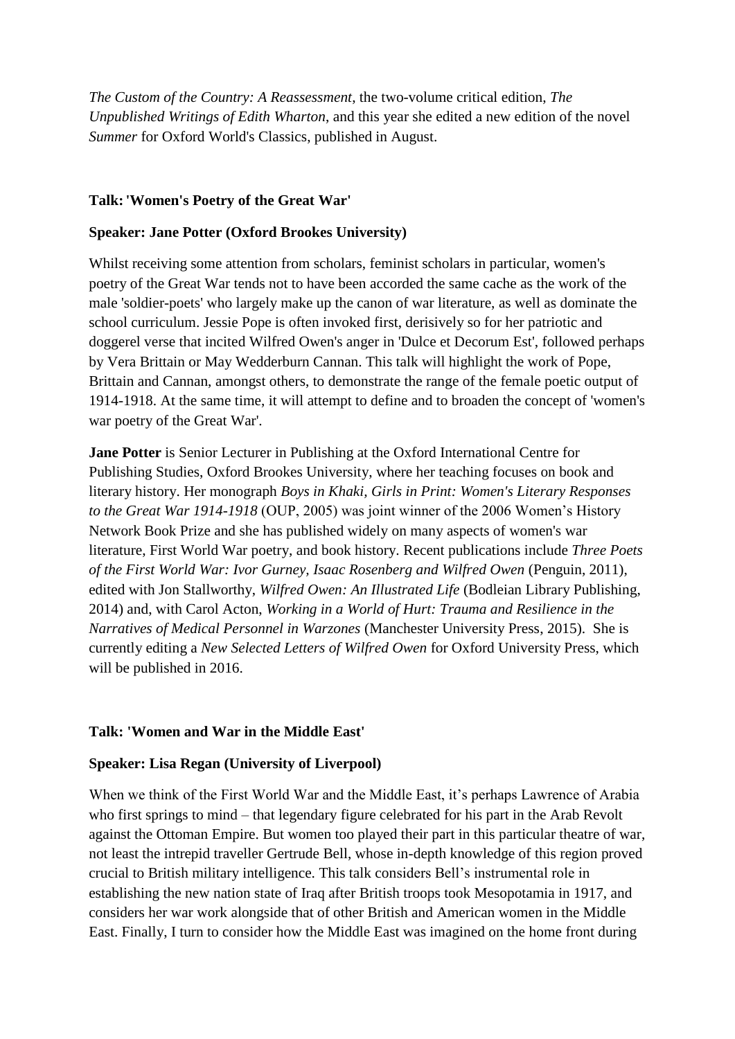*The Custom of the Country: A Reassessment*, the two-volume critical edition, *The Unpublished Writings of Edith Wharton*, and this year she edited a new edition of the novel *Summer* for Oxford World's Classics, published in August.

**Talk: 'Women's Poetry of the Great War'**

**Speaker: Jane Potter (Oxford Brookes University)**

Whilst receiving some attention from scholars, feminist scholars in particular, women's poetry of the Great War tends not to have been accorded the same cache as the work of the male 'soldier-poets' who largely make up the canon of war literature, as well as dominate the school curriculum. Jessie Pope is often invoked first, derisively so for her patriotic and doggerel verse that incited Wilfred Owen's anger in 'Dulce et Decorum Est', followed perhaps by Vera Brittain or May Wedderburn Cannan. This talk will highlight the work of Pope, Brittain and Cannan, amongst others, to demonstrate the range of the female poetic output of 1914-1918. At the same time, it will attempt to define and to broaden the concept of 'women's war poetry of the Great War'.

**Jane Potter** is Senior Lecturer in Publishing at the Oxford International Centre for Publishing Studies, Oxford Brookes University, where her teaching focuses on book and literary history. Her monograph *Boys in Khaki, Girls in Print: Women's Literary Responses to the Great War 1914-1918* (OUP, 2005) was joint winner of the 2006 Women's History Network Book Prize and she has published widely on many aspects of women's war literature, First World War poetry, and book history. Recent publications include *Three Poets of the First World War: Ivor Gurney, Isaac Rosenberg and Wilfred Owen* (Penguin, 2011), edited with Jon Stallworthy, *Wilfred Owen: An Illustrated Life* (Bodleian Library Publishing, 2014) and, with Carol Acton, *Working in a World of Hurt: Trauma and Resilience in the Narratives of Medical Personnel in Warzones* (Manchester University Press, 2015). She is currently editing a *New Selected Letters of Wilfred Owen* for Oxford University Press, which will be published in 2016.

**Talk: 'Women and War in the Middle East'**

**Speaker: Lisa Regan (University of Liverpool)**

When we think of the First World War and the Middle East, it's perhaps Lawrence of Arabia who first springs to mind – that legendary figure celebrated for his part in the Arab Revolt against the Ottoman Empire. But women too played their part in this particular theatre of war, not least the intrepid traveller Gertrude Bell, whose in-depth knowledge of this region proved crucial to British military intelligence. This talk considers Bell's instrumental role in establishing the new nation state of Iraq after British troops took Mesopotamia in 1917, and considers her war work alongside that of other British and American women in the Middle East. Finally, I turn to consider how the Middle East was imagined on the home front during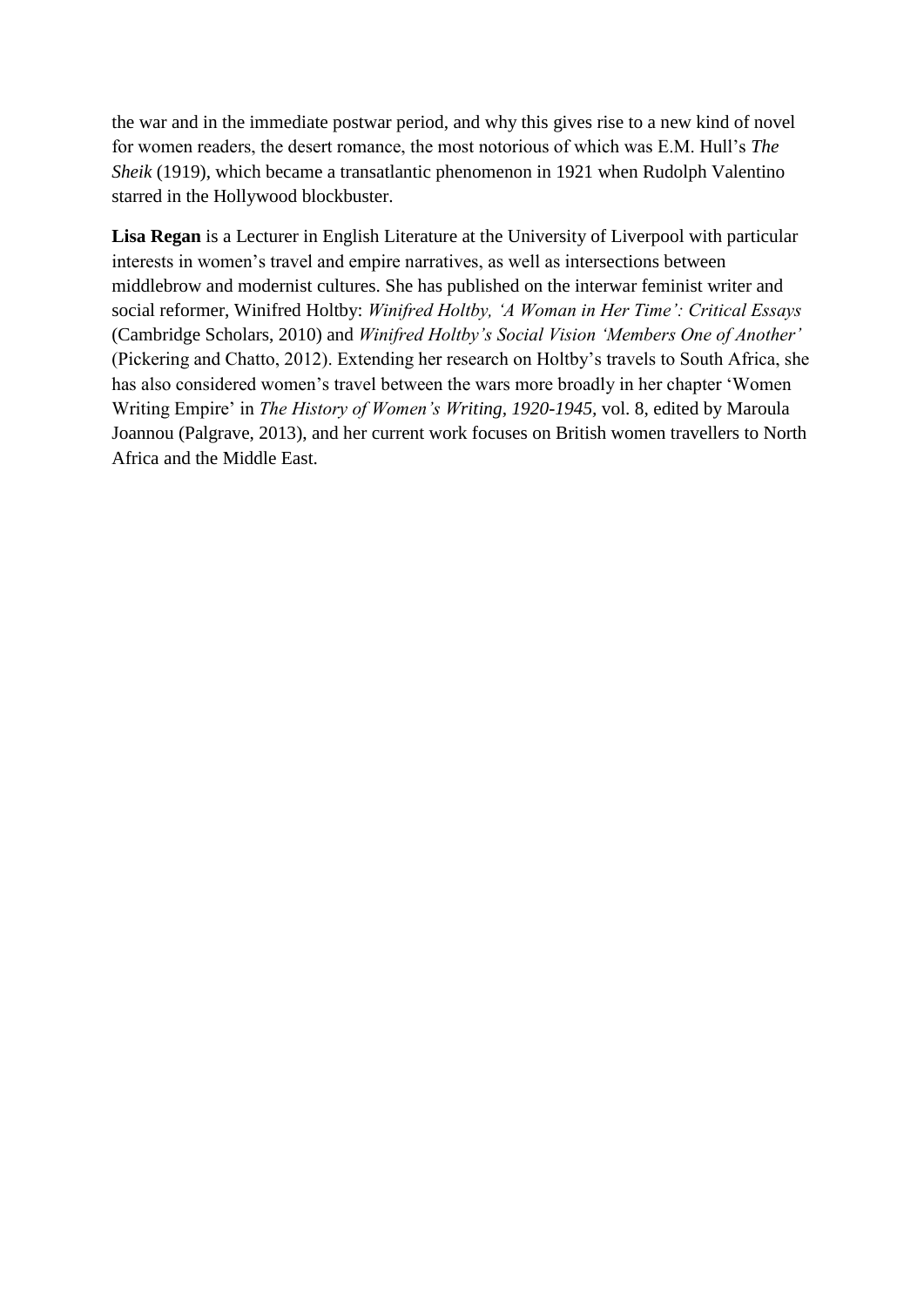the war and in the immediate postwar period, and why this gives rise to a new kind of novel for women readers, the desert romance, the most notorious of which was E.M. Hull's *The Sheik* (1919), which became a transatlantic phenomenon in 1921 when Rudolph Valentino starred in the Hollywood blockbuster.

**Lisa Regan** is a Lecturer in English Literature at the University of Liverpool with particular interests in women's travel and empire narratives, as well as intersections between middlebrow and modernist cultures. She has published on the interwar feminist writer and social reformer, Winifred Holtby: *Winifred Holtby, 'A Woman in Her Time': Critical Essays* (Cambridge Scholars, 2010) and *Winifred Holtby's Social Vision 'Members One of Another'* (Pickering and Chatto, 2012). Extending her research on Holtby's travels to South Africa, she has also considered women's travel between the wars more broadly in her chapter 'Women Writing Empire' in *The History of Women's Writing, 1920-1945*, vol. 8, edited by Maroula Joannou (Palgrave, 2013), and her current work focuses on British women travellers to North Africa and the Middle East.